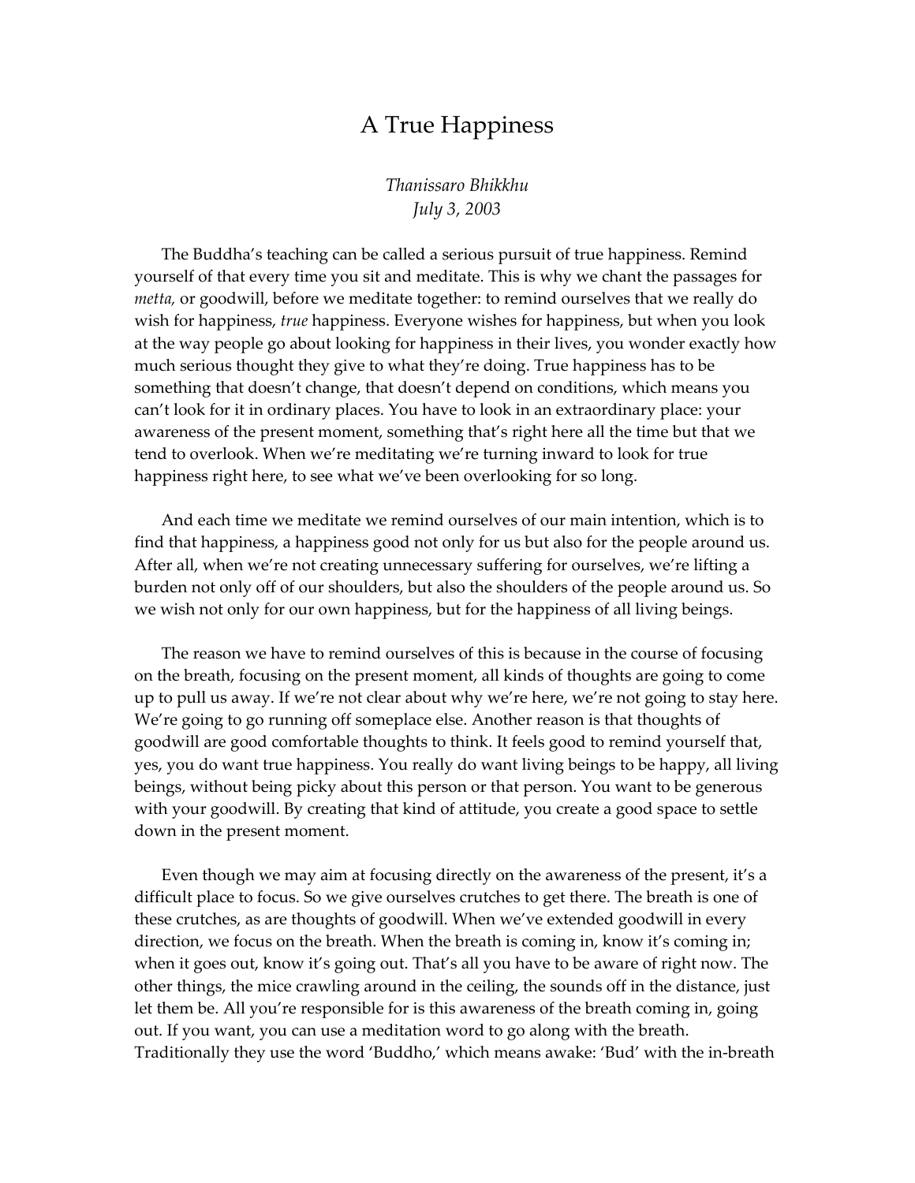# A True Happiness

*Thanissaro Bhikkhu*
*July 3, 2003*

The Buddha's teaching can be called a serious pursuit of true happiness. Remind yourself of that every time you sit and meditate. This is why we chant the passages for *metta,* or goodwill, before we meditate together: to remind ourselves that we really do wish for happiness, *true* happiness. Everyone wishes for happiness, but when you look at the way people go about looking for happiness in their lives, you wonder exactly how much serious thought they give to what they're doing. True happiness has to be something that doesn't change, that doesn't depend on conditions, which means you can't look for it in ordinary places. You have to look in an extraordinary place: your awareness of the present moment, something that's right here all the time but that we tend to overlook. When we're meditating we're turning inward to look for true happiness right here, to see what we've been overlooking for so long.

And each time we meditate we remind ourselves of our main intention, which is to find that happiness, a happiness good not only for us but also for the people around us. After all, when we're not creating unnecessary suffering for ourselves, we're lifting a burden not only off of our shoulders, but also the shoulders of the people around us. So we wish not only for our own happiness, but for the happiness of all living beings.

The reason we have to remind ourselves of this is because in the course of focusing on the breath, focusing on the present moment, all kinds of thoughts are going to come up to pull us away. If we're not clear about why we're here, we're not going to stay here. We're going to go running off someplace else. Another reason is that thoughts of goodwill are good comfortable thoughts to think. It feels good to remind yourself that, yes, you do want true happiness. You really do want living beings to be happy, all living beings, without being picky about this person or that person. You want to be generous with your goodwill. By creating that kind of attitude, you create a good space to settle down in the present moment.

Even though we may aim at focusing directly on the awareness of the present, it's a difficult place to focus. So we give ourselves crutches to get there. The breath is one of these crutches, as are thoughts of goodwill. When we've extended goodwill in every direction, we focus on the breath. When the breath is coming in, know it's coming in; when it goes out, know it's going out. That's all you have to be aware of right now. The other things, the mice crawling around in the ceiling, the sounds off in the distance, just let them be. All you're responsible for is this awareness of the breath coming in, going out. If you want, you can use a meditation word to go along with the breath. Traditionally they use the word 'Buddho,' which means awake: 'Bud' with the in-breath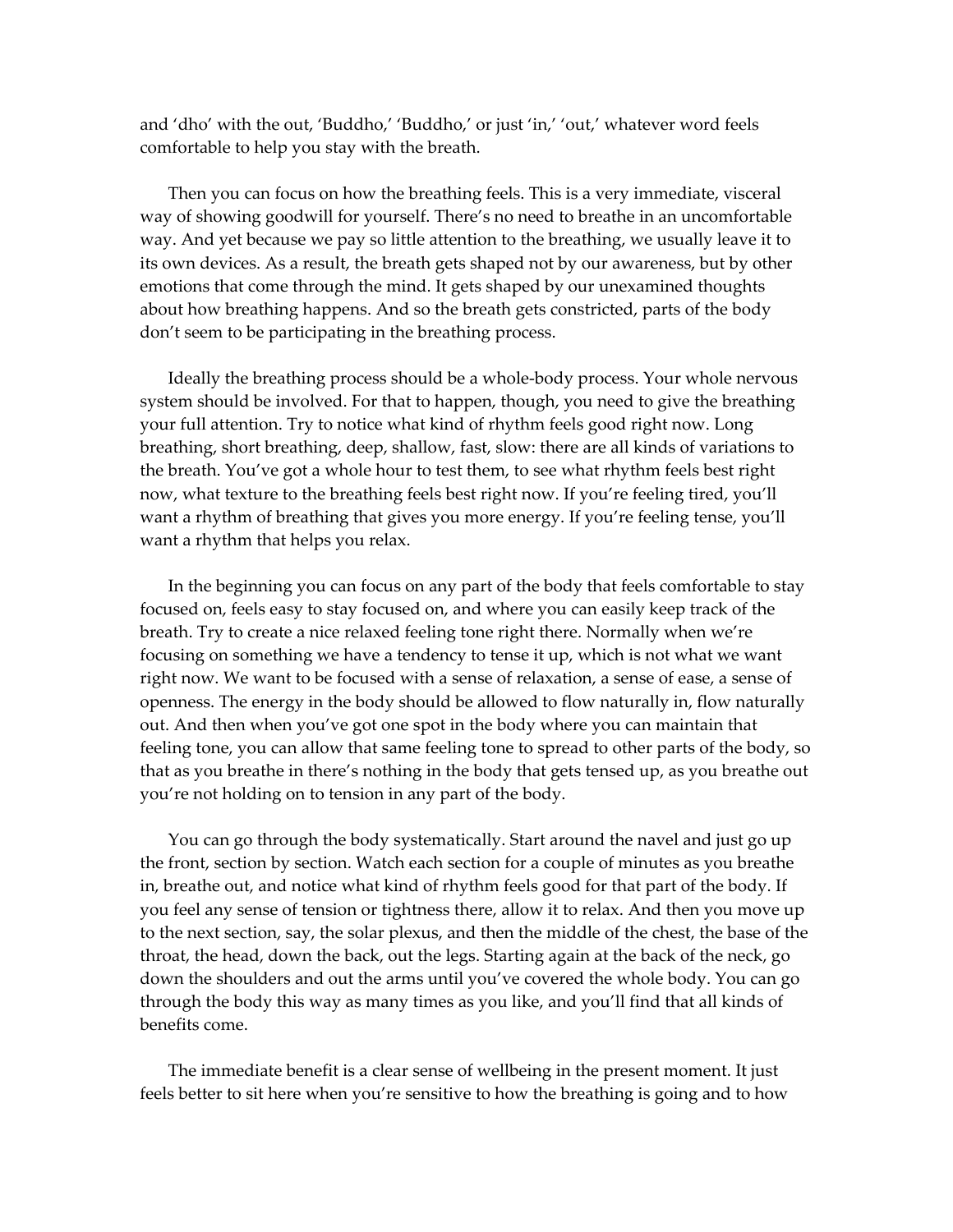and 'dho' with the out, 'Buddho,' 'Buddho,' or just 'in,' 'out,' whatever word feels comfortable to help you stay with the breath.

Then you can focus on how the breathing feels. This is a very immediate, visceral way of showing goodwill for yourself. There's no need to breathe in an uncomfortable way. And yet because we pay so little attention to the breathing, we usually leave it to its own devices. As a result, the breath gets shaped not by our awareness, but by other emotions that come through the mind. It gets shaped by our unexamined thoughts about how breathing happens. And so the breath gets constricted, parts of the body don't seem to be participating in the breathing process.

Ideally the breathing process should be a whole-body process. Your whole nervous system should be involved. For that to happen, though, you need to give the breathing your full attention. Try to notice what kind of rhythm feels good right now. Long breathing, short breathing, deep, shallow, fast, slow: there are all kinds of variations to the breath. You've got a whole hour to test them, to see what rhythm feels best right now, what texture to the breathing feels best right now. If you're feeling tired, you'll want a rhythm of breathing that gives you more energy. If you're feeling tense, you'll want a rhythm that helps you relax.

In the beginning you can focus on any part of the body that feels comfortable to stay focused on, feels easy to stay focused on, and where you can easily keep track of the breath. Try to create a nice relaxed feeling tone right there. Normally when we're focusing on something we have a tendency to tense it up, which is not what we want right now. We want to be focused with a sense of relaxation, a sense of ease, a sense of openness. The energy in the body should be allowed to flow naturally in, flow naturally out. And then when you've got one spot in the body where you can maintain that feeling tone, you can allow that same feeling tone to spread to other parts of the body, so that as you breathe in there's nothing in the body that gets tensed up, as you breathe out you're not holding on to tension in any part of the body.

You can go through the body systematically. Start around the navel and just go up the front, section by section. Watch each section for a couple of minutes as you breathe in, breathe out, and notice what kind of rhythm feels good for that part of the body. If you feel any sense of tension or tightness there, allow it to relax. And then you move up to the next section, say, the solar plexus, and then the middle of the chest, the base of the throat, the head, down the back, out the legs. Starting again at the back of the neck, go down the shoulders and out the arms until you've covered the whole body. You can go through the body this way as many times as you like, and you'll find that all kinds of benefits come.

The immediate benefit is a clear sense of wellbeing in the present moment. It just feels better to sit here when you're sensitive to how the breathing is going and to how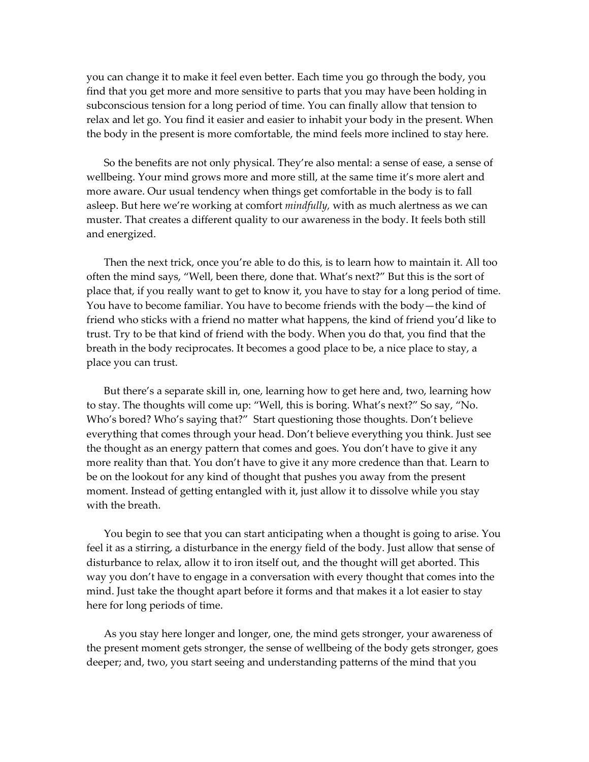you can change it to make it feel even better. Each time you go through the body, you find that you get more and more sensitive to parts that you may have been holding in subconscious tension for a long period of time. You can finally allow that tension to relax and let go. You find it easier and easier to inhabit your body in the present. When the body in the present is more comfortable, the mind feels more inclined to stay here.

So the benefits are not only physical. They're also mental: a sense of ease, a sense of wellbeing. Your mind grows more and more still, at the same time it's more alert and more aware. Our usual tendency when things get comfortable in the body is to fall asleep. But here we're working at comfort *mindfully,* with as much alertness as we can muster. That creates a different quality to our awareness in the body. It feels both still and energized.

Then the next trick, once you're able to do this, is to learn how to maintain it. All too often the mind says, "Well, been there, done that. What's next?" But this is the sort of place that, if you really want to get to know it, you have to stay for a long period of time. You have to become familiar. You have to become friends with the body—the kind of friend who sticks with a friend no matter what happens, the kind of friend you'd like to trust. Try to be that kind of friend with the body. When you do that, you find that the breath in the body reciprocates. It becomes a good place to be, a nice place to stay, a place you can trust.

But there's a separate skill in, one, learning how to get here and, two, learning how to stay. The thoughts will come up: "Well, this is boring. What's next?" So say, "No. Who's bored? Who's saying that?" Start questioning those thoughts. Don't believe everything that comes through your head. Don't believe everything you think. Just see the thought as an energy pattern that comes and goes. You don't have to give it any more reality than that. You don't have to give it any more credence than that. Learn to be on the lookout for any kind of thought that pushes you away from the present moment. Instead of getting entangled with it, just allow it to dissolve while you stay with the breath.

You begin to see that you can start anticipating when a thought is going to arise. You feel it as a stirring, a disturbance in the energy field of the body. Just allow that sense of disturbance to relax, allow it to iron itself out, and the thought will get aborted. This way you don't have to engage in a conversation with every thought that comes into the mind. Just take the thought apart before it forms and that makes it a lot easier to stay here for long periods of time.

As you stay here longer and longer, one, the mind gets stronger, your awareness of the present moment gets stronger, the sense of wellbeing of the body gets stronger, goes deeper; and, two, you start seeing and understanding patterns of the mind that you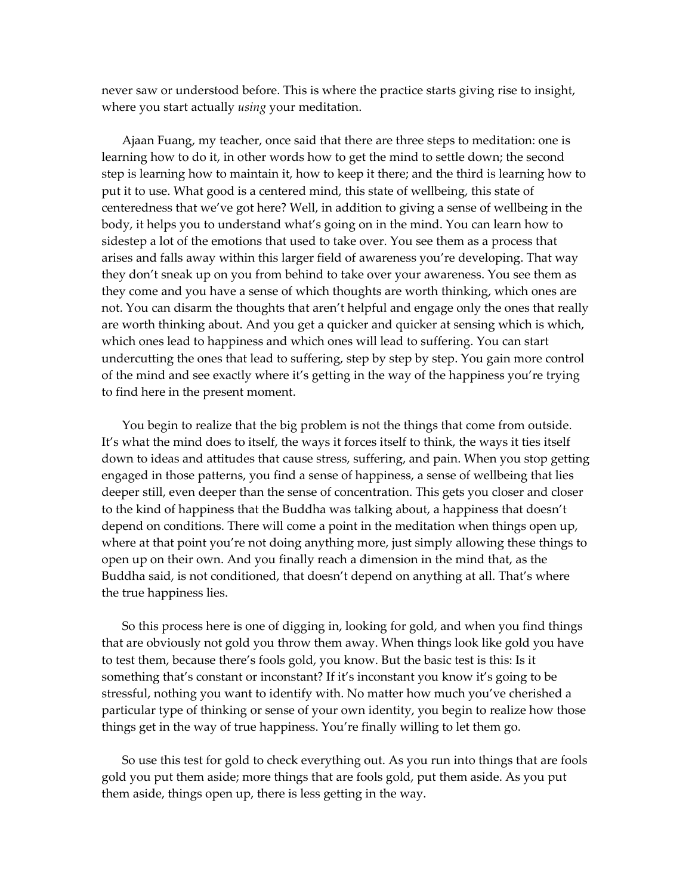never saw or understood before. This is where the practice starts giving rise to insight, where you start actually *using* your meditation.

Ajaan Fuang, my teacher, once said that there are three steps to meditation: one is learning how to do it, in other words how to get the mind to settle down; the second step is learning how to maintain it, how to keep it there; and the third is learning how to put it to use. What good is a centered mind, this state of wellbeing, this state of centeredness that we've got here? Well, in addition to giving a sense of wellbeing in the body, it helps you to understand what's going on in the mind. You can learn how to sidestep a lot of the emotions that used to take over. You see them as a process that arises and falls away within this larger field of awareness you're developing. That way they don't sneak up on you from behind to take over your awareness. You see them as they come and you have a sense of which thoughts are worth thinking, which ones are not. You can disarm the thoughts that aren't helpful and engage only the ones that really are worth thinking about. And you get a quicker and quicker at sensing which is which, which ones lead to happiness and which ones will lead to suffering. You can start undercutting the ones that lead to suffering, step by step by step. You gain more control of the mind and see exactly where it's getting in the way of the happiness you're trying to find here in the present moment.

You begin to realize that the big problem is not the things that come from outside. It's what the mind does to itself, the ways it forces itself to think, the ways it ties itself down to ideas and attitudes that cause stress, suffering, and pain. When you stop getting engaged in those patterns, you find a sense of happiness, a sense of wellbeing that lies deeper still, even deeper than the sense of concentration. This gets you closer and closer to the kind of happiness that the Buddha was talking about, a happiness that doesn't depend on conditions. There will come a point in the meditation when things open up, where at that point you're not doing anything more, just simply allowing these things to open up on their own. And you finally reach a dimension in the mind that, as the Buddha said, is not conditioned, that doesn't depend on anything at all. That's where the true happiness lies.

So this process here is one of digging in, looking for gold, and when you find things that are obviously not gold you throw them away. When things look like gold you have to test them, because there's fools gold, you know. But the basic test is this: Is it something that's constant or inconstant? If it's inconstant you know it's going to be stressful, nothing you want to identify with. No matter how much you've cherished a particular type of thinking or sense of your own identity, you begin to realize how those things get in the way of true happiness. You're finally willing to let them go.

So use this test for gold to check everything out. As you run into things that are fools gold you put them aside; more things that are fools gold, put them aside. As you put them aside, things open up, there is less getting in the way.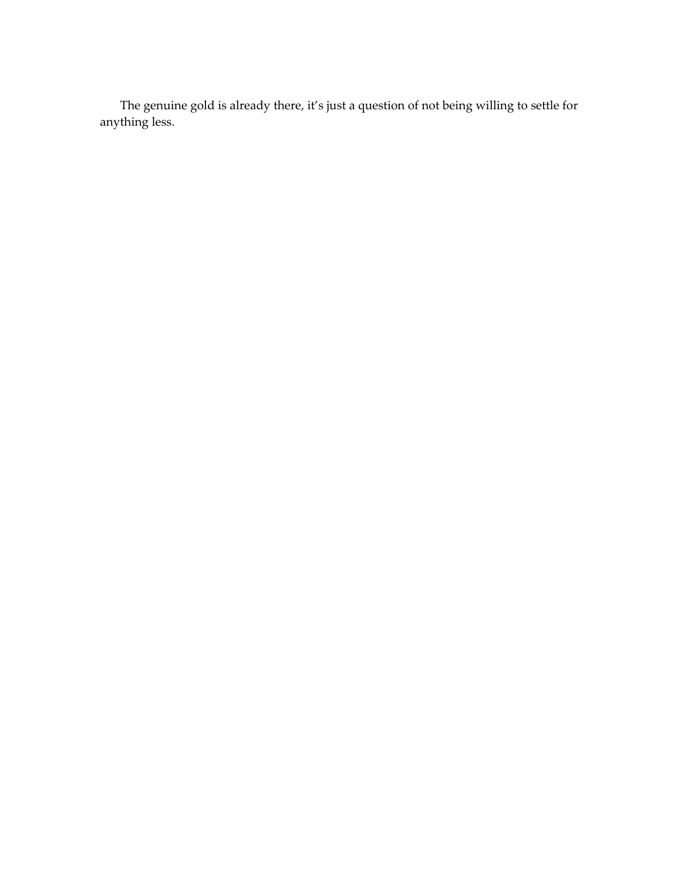The genuine gold is already there, it’s just a question of not being willing to settle for anything less.